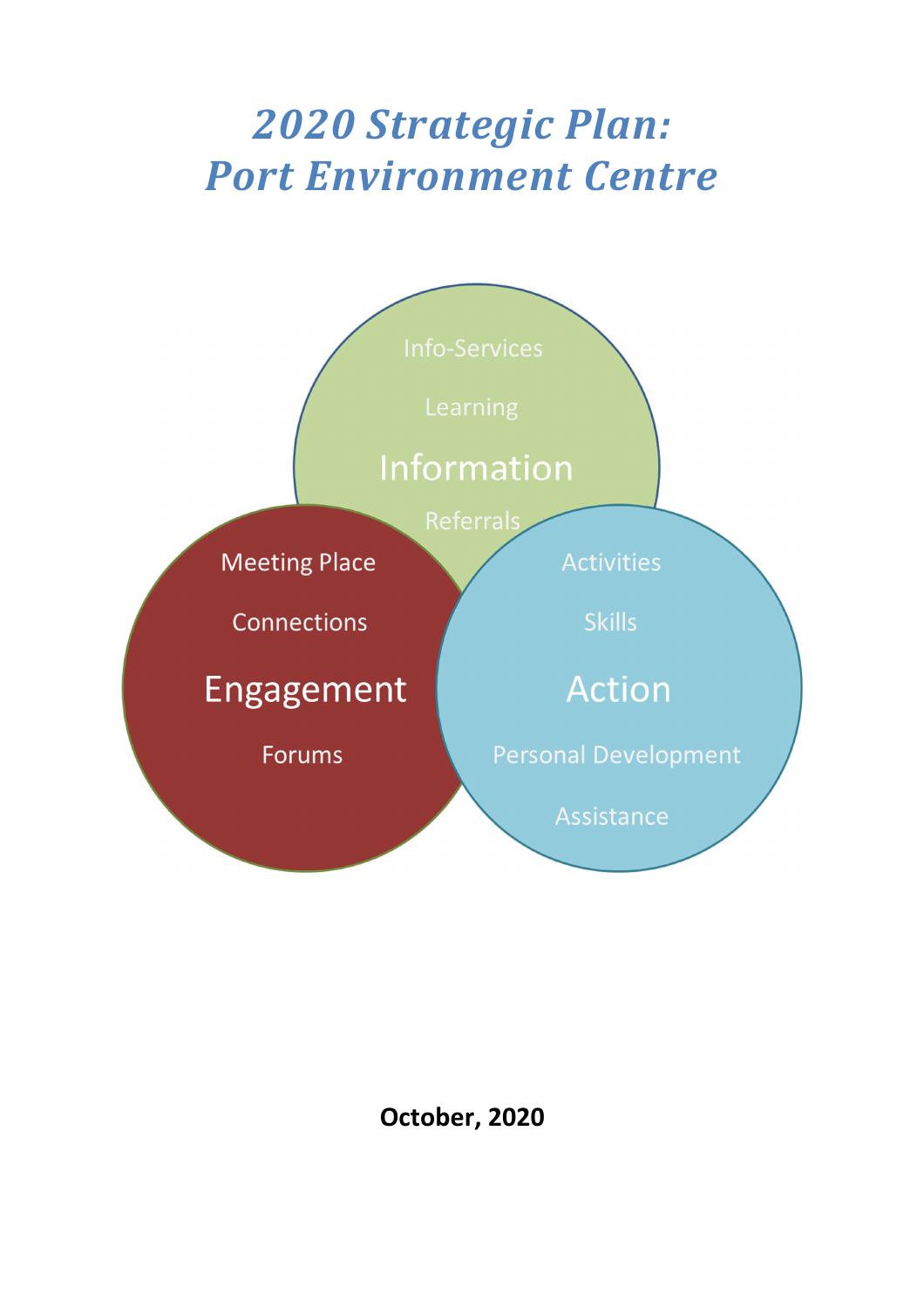# *2020 Strategic Plan: Port Environment Centre*

Info-Services

Learning

Information

Referrals

Meeting Place

Connections

Engagement

Forums

Activities

Skills

Action

Personal Development

Assistance

**October, 2020**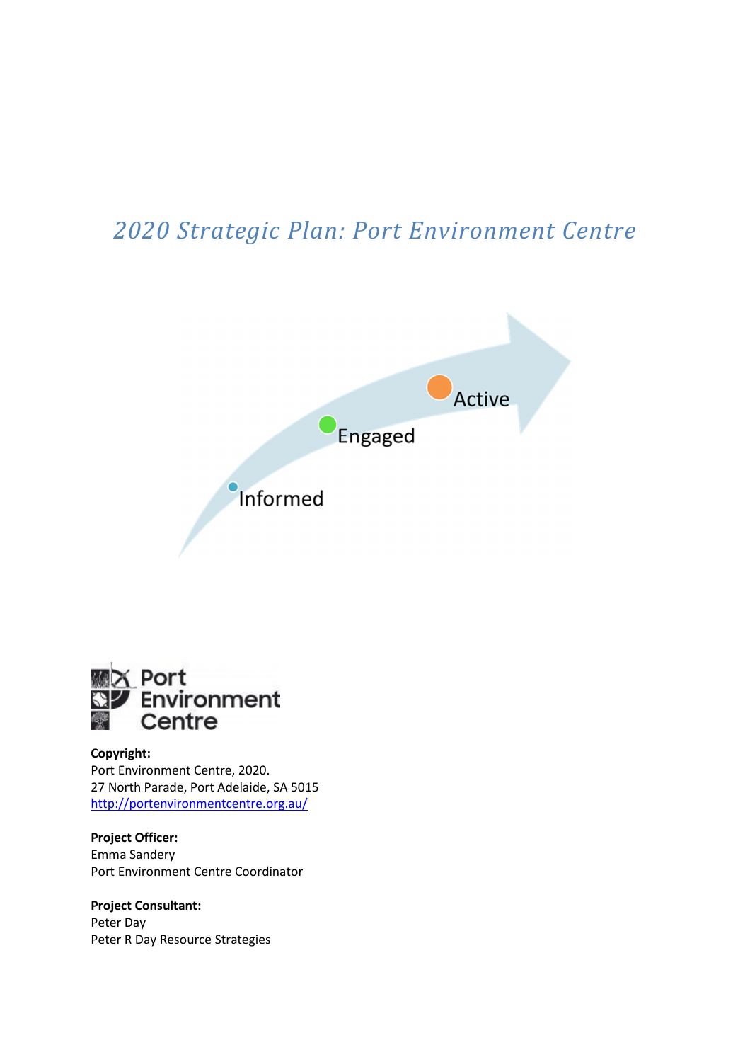# 2020 Strategic Plan: Port Environment Centre

Informed

Engaged

Active

Port Environment Centre

**Copyright:**
Port Environment Centre, 2020.
27 North Parade, Port Adelaide, SA 5015
http://portenvironmentcentre.org.au/

**Project Officer:**
Emma Sandery
Port Environment Centre Coordinator

**Project Consultant:**
Peter Day
Peter R Day Resource Strategies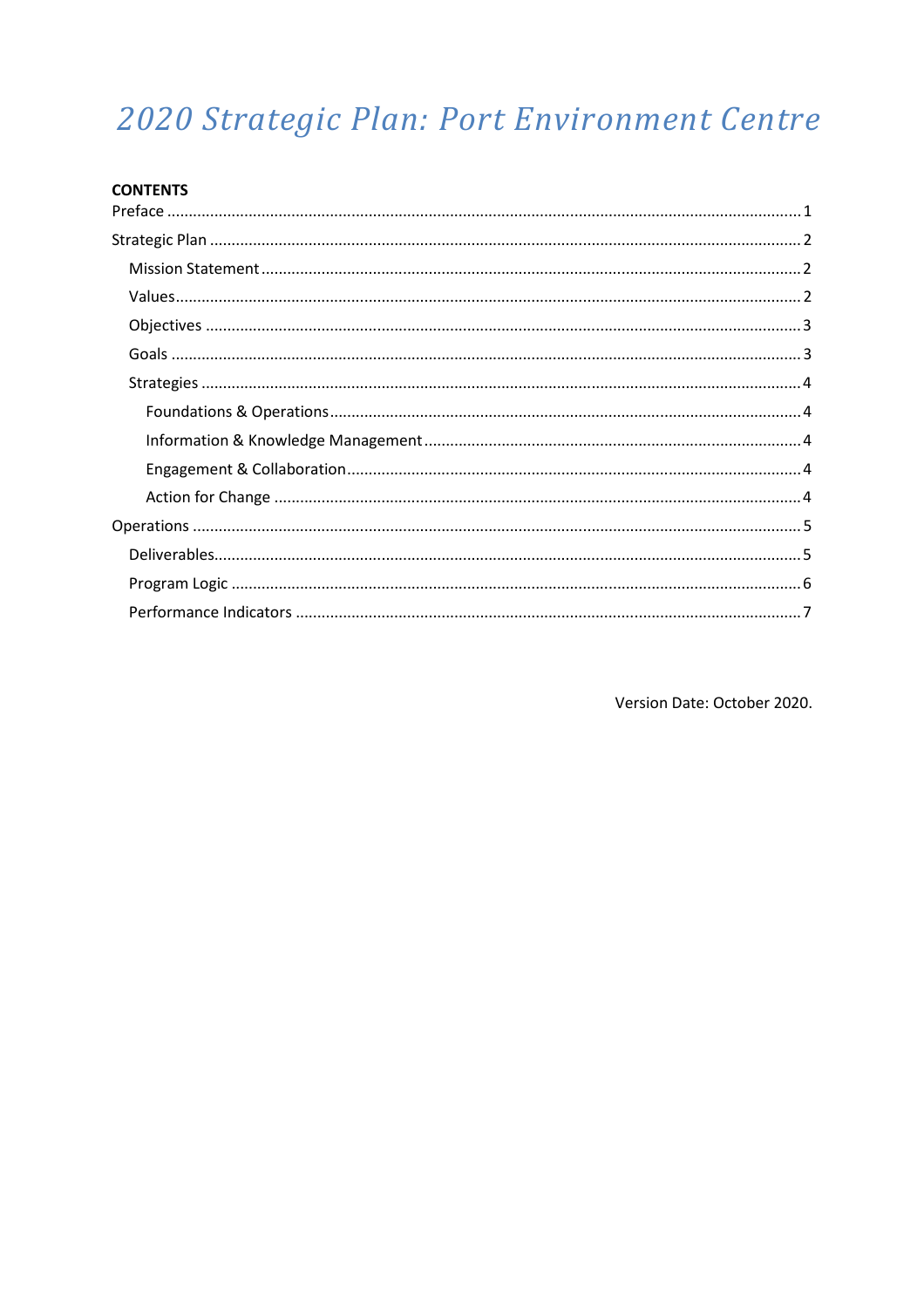# *2020 Strategic Plan: Port Environment Centre*

**CONTENTS**

Preface ........................................................................................................................................ 1

Strategic Plan ............................................................................................................................... 2

- Mission Statement ................................................................................................................... 2
- Values ...................................................................................................................................... 2
- Objectives ................................................................................................................................ 3
- Goals ........................................................................................................................................ 3
- Strategies ................................................................................................................................. 4
  - Foundations & Operations ................................................................................................. 4
  - Information & Knowledge Management ............................................................................ 4
  - Engagement & Collaboration ............................................................................................. 4
  - Action for Change .............................................................................................................. 4

Operations ................................................................................................................................... 5

- Deliverables ............................................................................................................................. 5
- Program Logic .......................................................................................................................... 6
- Performance Indicators ........................................................................................................... 7

Version Date: October 2020.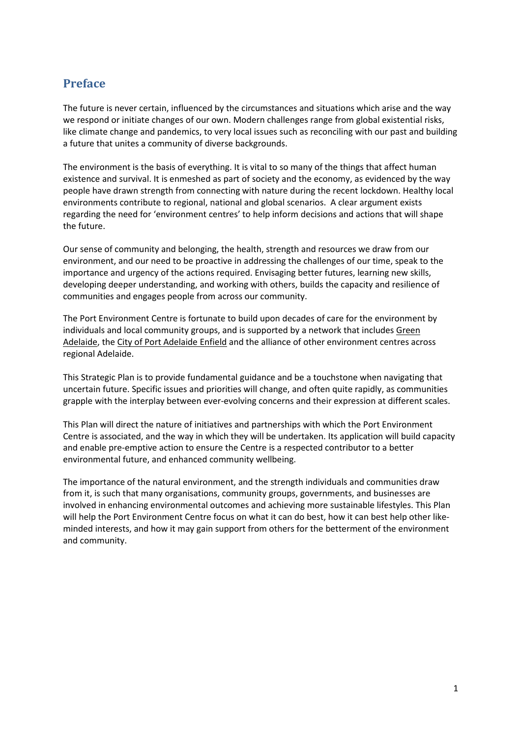## Preface

The future is never certain, influenced by the circumstances and situations which arise and the way we respond or initiate changes of our own. Modern challenges range from global existential risks, like climate change and pandemics, to very local issues such as reconciling with our past and building a future that unites a community of diverse backgrounds.

The environment is the basis of everything. It is vital to so many of the things that affect human existence and survival. It is enmeshed as part of society and the economy, as evidenced by the way people have drawn strength from connecting with nature during the recent lockdown. Healthy local environments contribute to regional, national and global scenarios. A clear argument exists regarding the need for 'environment centres' to help inform decisions and actions that will shape the future.

Our sense of community and belonging, the health, strength and resources we draw from our environment, and our need to be proactive in addressing the challenges of our time, speak to the importance and urgency of the actions required. Envisaging better futures, learning new skills, developing deeper understanding, and working with others, builds the capacity and resilience of communities and engages people from across our community.

The Port Environment Centre is fortunate to build upon decades of care for the environment by individuals and local community groups, and is supported by a network that includes Green Adelaide, the City of Port Adelaide Enfield and the alliance of other environment centres across regional Adelaide.

This Strategic Plan is to provide fundamental guidance and be a touchstone when navigating that uncertain future. Specific issues and priorities will change, and often quite rapidly, as communities grapple with the interplay between ever-evolving concerns and their expression at different scales.

This Plan will direct the nature of initiatives and partnerships with which the Port Environment Centre is associated, and the way in which they will be undertaken. Its application will build capacity and enable pre-emptive action to ensure the Centre is a respected contributor to a better environmental future, and enhanced community wellbeing.

The importance of the natural environment, and the strength individuals and communities draw from it, is such that many organisations, community groups, governments, and businesses are involved in enhancing environmental outcomes and achieving more sustainable lifestyles. This Plan will help the Port Environment Centre focus on what it can do best, how it can best help other like-minded interests, and how it may gain support from others for the betterment of the environment and community.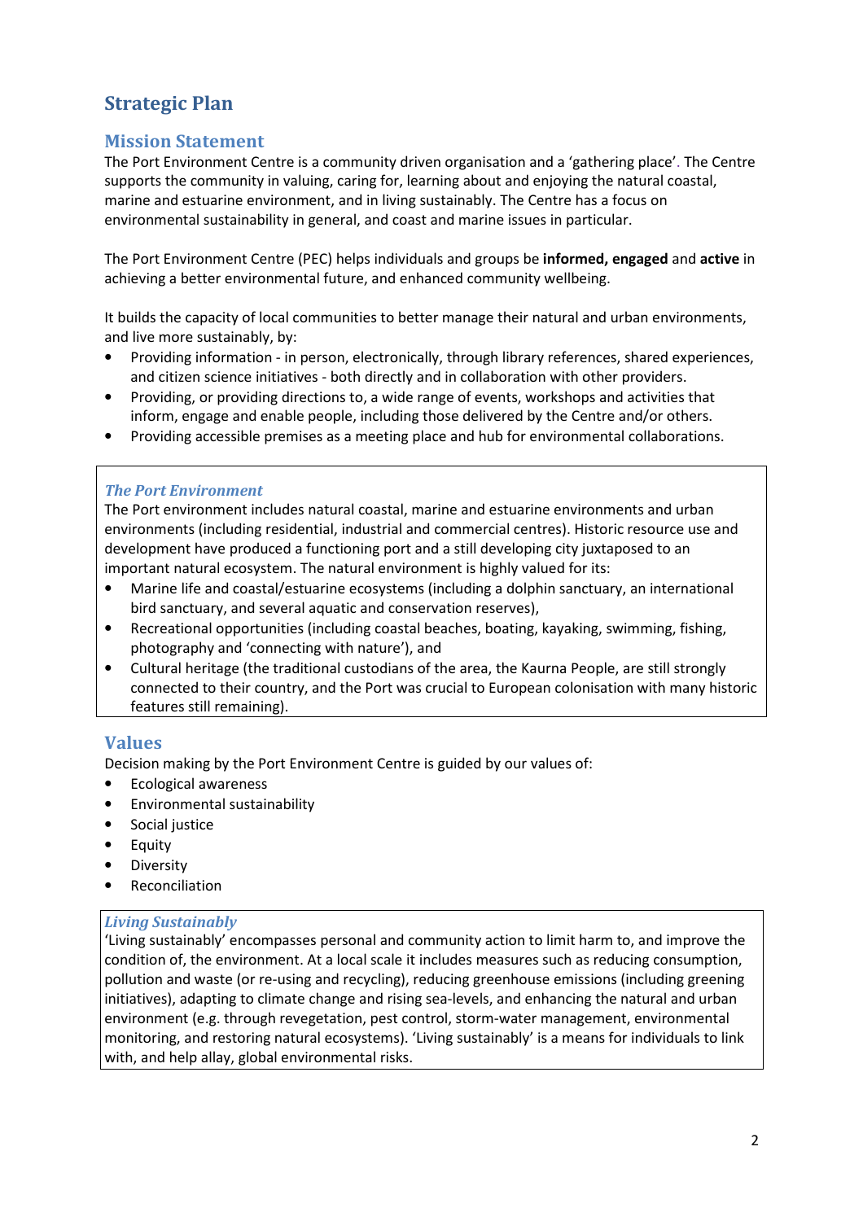# Strategic Plan

## Mission Statement

The Port Environment Centre is a community driven organisation and a 'gathering place'. The Centre supports the community in valuing, caring for, learning about and enjoying the natural coastal, marine and estuarine environment, and in living sustainably. The Centre has a focus on environmental sustainability in general, and coast and marine issues in particular.

The Port Environment Centre (PEC) helps individuals and groups be **informed, engaged** and **active** in achieving a better environmental future, and enhanced community wellbeing.

It builds the capacity of local communities to better manage their natural and urban environments, and live more sustainably, by:

- Providing information - in person, electronically, through library references, shared experiences, and citizen science initiatives - both directly and in collaboration with other providers.
- Providing, or providing directions to, a wide range of events, workshops and activities that inform, engage and enable people, including those delivered by the Centre and/or others.
- Providing accessible premises as a meeting place and hub for environmental collaborations.

### *The Port Environment*

The Port environment includes natural coastal, marine and estuarine environments and urban environments (including residential, industrial and commercial centres). Historic resource use and development have produced a functioning port and a still developing city juxtaposed to an important natural ecosystem. The natural environment is highly valued for its:

- Marine life and coastal/estuarine ecosystems (including a dolphin sanctuary, an international bird sanctuary, and several aquatic and conservation reserves),
- Recreational opportunities (including coastal beaches, boating, kayaking, swimming, fishing, photography and 'connecting with nature'), and
- Cultural heritage (the traditional custodians of the area, the Kaurna People, are still strongly connected to their country, and the Port was crucial to European colonisation with many historic features still remaining).

## Values

Decision making by the Port Environment Centre is guided by our values of:

- Ecological awareness
- Environmental sustainability
- Social justice
- Equity
- Diversity
- Reconciliation

### *Living Sustainably*

'Living sustainably' encompasses personal and community action to limit harm to, and improve the condition of, the environment. At a local scale it includes measures such as reducing consumption, pollution and waste (or re-using and recycling), reducing greenhouse emissions (including greening initiatives), adapting to climate change and rising sea-levels, and enhancing the natural and urban environment (e.g. through revegetation, pest control, storm-water management, environmental monitoring, and restoring natural ecosystems). 'Living sustainably' is a means for individuals to link with, and help allay, global environmental risks.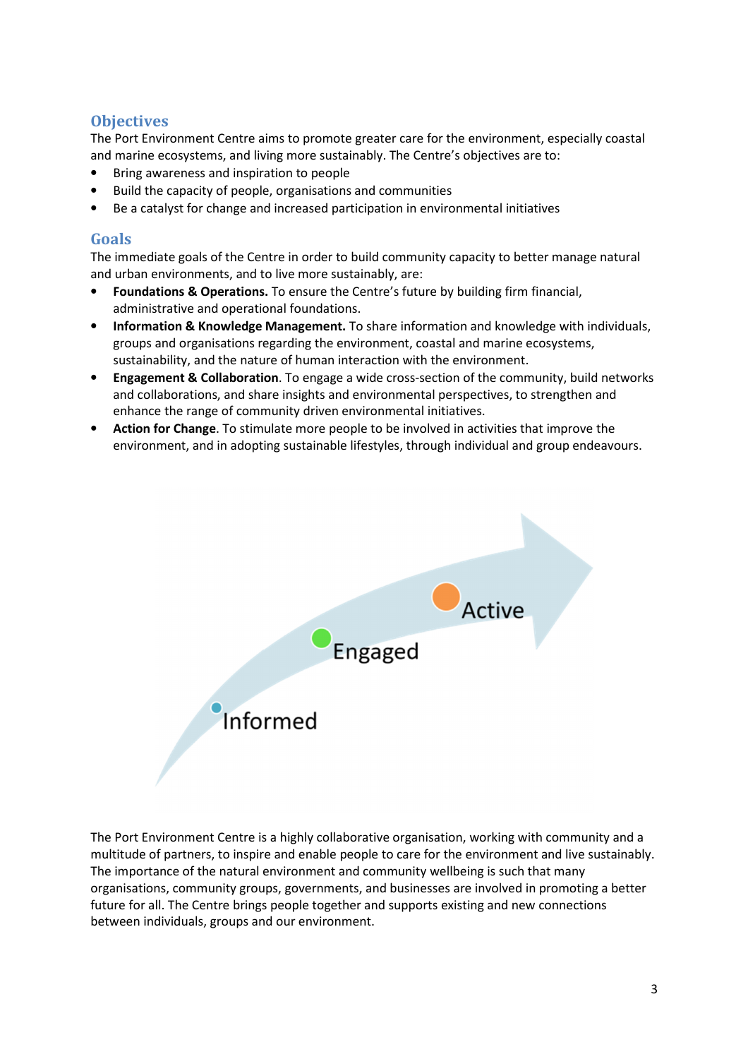## Objectives

The Port Environment Centre aims to promote greater care for the environment, especially coastal and marine ecosystems, and living more sustainably. The Centre's objectives are to:

- Bring awareness and inspiration to people
- Build the capacity of people, organisations and communities
- Be a catalyst for change and increased participation in environmental initiatives

## Goals

The immediate goals of the Centre in order to build community capacity to better manage natural and urban environments, and to live more sustainably, are:

- **Foundations & Operations.** To ensure the Centre's future by building firm financial, administrative and operational foundations.
- **Information & Knowledge Management.** To share information and knowledge with individuals, groups and organisations regarding the environment, coastal and marine ecosystems, sustainability, and the nature of human interaction with the environment.
- **Engagement & Collaboration**. To engage a wide cross-section of the community, build networks and collaborations, and share insights and environmental perspectives, to strengthen and enhance the range of community driven environmental initiatives.
- **Action for Change**. To stimulate more people to be involved in activities that improve the environment, and in adopting sustainable lifestyles, through individual and group endeavours.

Informed → Engaged → Active

The Port Environment Centre is a highly collaborative organisation, working with community and a multitude of partners, to inspire and enable people to care for the environment and live sustainably. The importance of the natural environment and community wellbeing is such that many organisations, community groups, governments, and businesses are involved in promoting a better future for all. The Centre brings people together and supports existing and new connections between individuals, groups and our environment.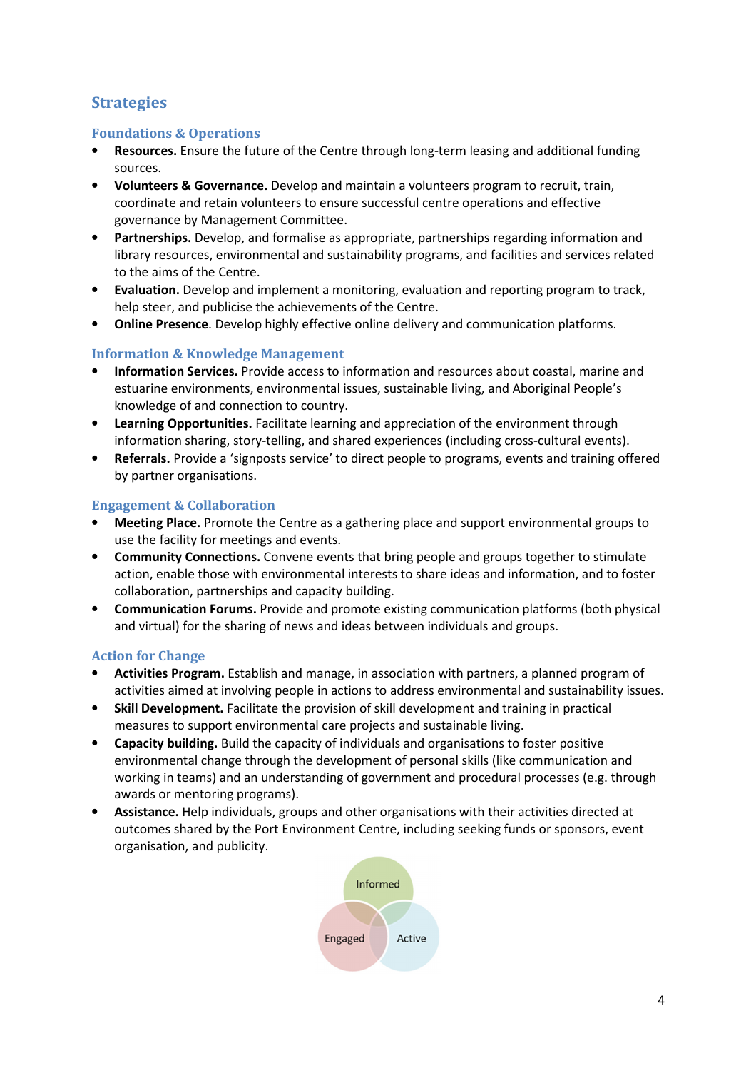## Strategies

### Foundations & Operations

- **Resources.** Ensure the future of the Centre through long-term leasing and additional funding sources.
- **Volunteers & Governance.** Develop and maintain a volunteers program to recruit, train, coordinate and retain volunteers to ensure successful centre operations and effective governance by Management Committee.
- **Partnerships.** Develop, and formalise as appropriate, partnerships regarding information and library resources, environmental and sustainability programs, and facilities and services related to the aims of the Centre.
- **Evaluation.** Develop and implement a monitoring, evaluation and reporting program to track, help steer, and publicise the achievements of the Centre.
- **Online Presence**. Develop highly effective online delivery and communication platforms.

### Information & Knowledge Management

- **Information Services.** Provide access to information and resources about coastal, marine and estuarine environments, environmental issues, sustainable living, and Aboriginal People's knowledge of and connection to country.
- **Learning Opportunities.** Facilitate learning and appreciation of the environment through information sharing, story-telling, and shared experiences (including cross-cultural events).
- **Referrals.** Provide a 'signposts service' to direct people to programs, events and training offered by partner organisations.

### Engagement & Collaboration

- **Meeting Place.** Promote the Centre as a gathering place and support environmental groups to use the facility for meetings and events.
- **Community Connections.** Convene events that bring people and groups together to stimulate action, enable those with environmental interests to share ideas and information, and to foster collaboration, partnerships and capacity building.
- **Communication Forums.** Provide and promote existing communication platforms (both physical and virtual) for the sharing of news and ideas between individuals and groups.

### Action for Change

- **Activities Program.** Establish and manage, in association with partners, a planned program of activities aimed at involving people in actions to address environmental and sustainability issues.
- **Skill Development.** Facilitate the provision of skill development and training in practical measures to support environmental care projects and sustainable living.
- **Capacity building.** Build the capacity of individuals and organisations to foster positive environmental change through the development of personal skills (like communication and working in teams) and an understanding of government and procedural processes (e.g. through awards or mentoring programs).
- **Assistance.** Help individuals, groups and other organisations with their activities directed at outcomes shared by the Port Environment Centre, including seeking funds or sponsors, event organisation, and publicity.

Informed

Engaged Active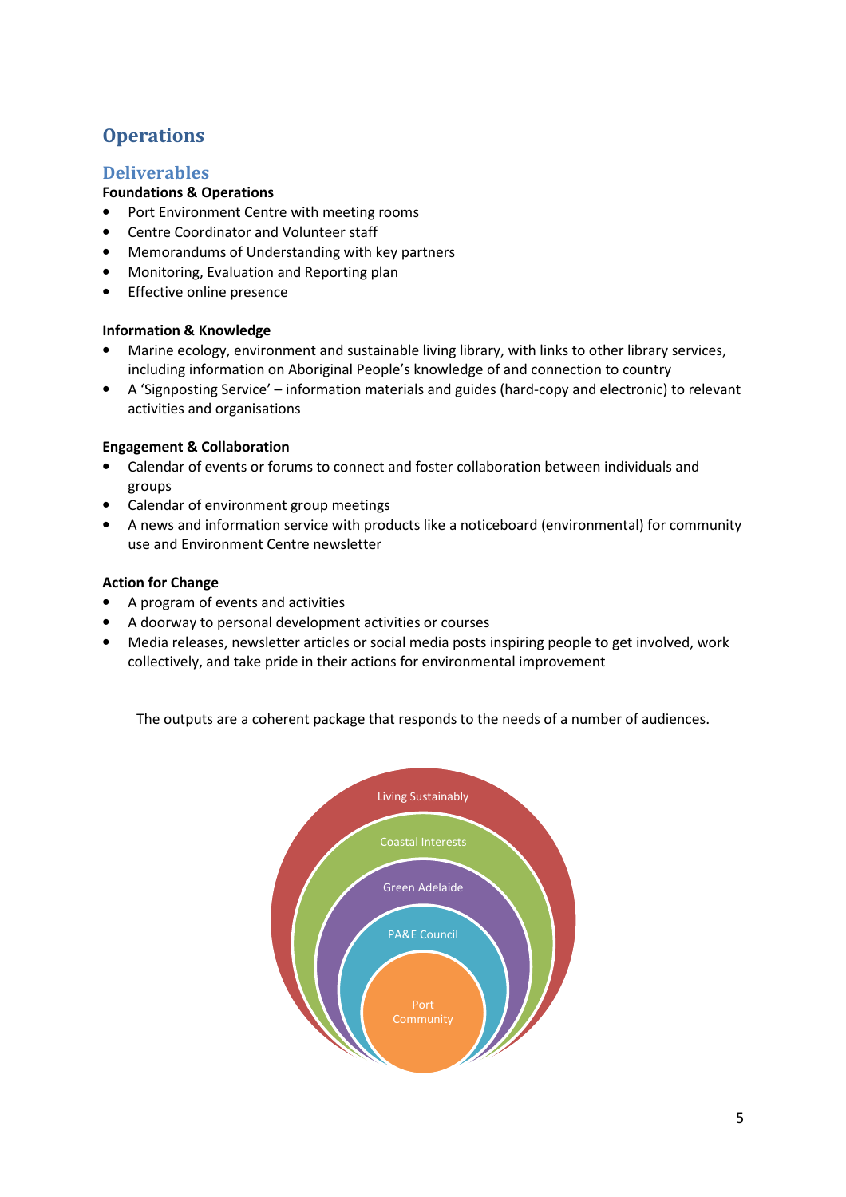## Operations

### Deliverables

**Foundations & Operations**

- Port Environment Centre with meeting rooms
- Centre Coordinator and Volunteer staff
- Memorandums of Understanding with key partners
- Monitoring, Evaluation and Reporting plan
- Effective online presence

**Information & Knowledge**

- Marine ecology, environment and sustainable living library, with links to other library services, including information on Aboriginal People's knowledge of and connection to country
- A 'Signposting Service' – information materials and guides (hard-copy and electronic) to relevant activities and organisations

**Engagement & Collaboration**

- Calendar of events or forums to connect and foster collaboration between individuals and groups
- Calendar of environment group meetings
- A news and information service with products like a noticeboard (environmental) for community use and Environment Centre newsletter

**Action for Change**

- A program of events and activities
- A doorway to personal development activities or courses
- Media releases, newsletter articles or social media posts inspiring people to get involved, work collectively, and take pride in their actions for environmental improvement

The outputs are a coherent package that responds to the needs of a number of audiences.

Living Sustainably

Coastal Interests

Green Adelaide

PA&E Council

Port Community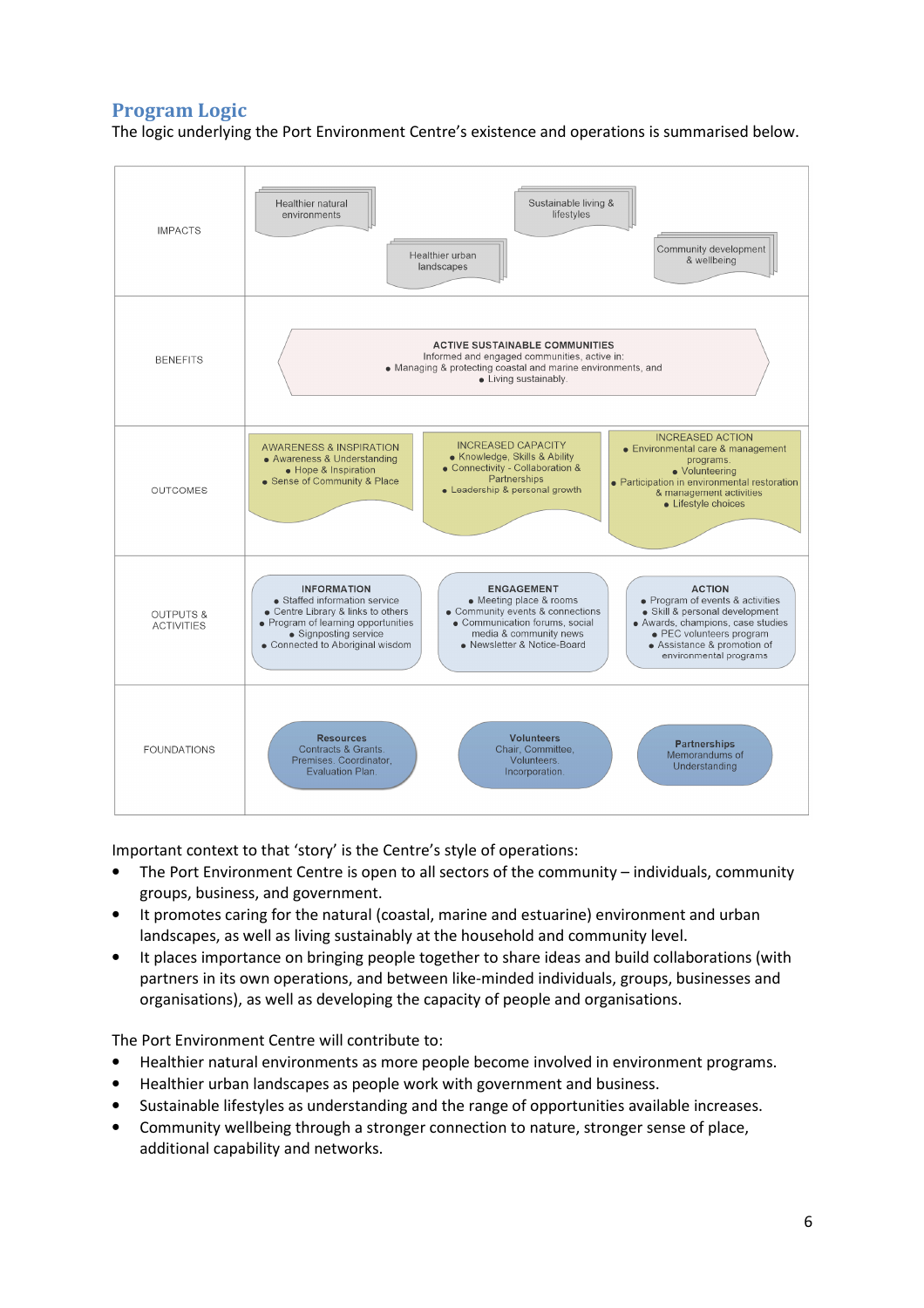## Program Logic

The logic underlying the Port Environment Centre's existence and operations is summarised below.

| | | | |
|---|---|---|---|
| IMPACTS | Healthier natural environments; Healthier urban landscapes | Sustainable living & lifestyles | Community development & wellbeing |
| BENEFITS | **ACTIVE SUSTAINABLE COMMUNITIES** Informed and engaged communities, active in: • Managing & protecting coastal and marine environments, and • Living sustainably. | | |
| OUTCOMES | AWARENESS & INSPIRATION • Awareness & Understanding • Hope & Inspiration • Sense of Community & Place | INCREASED CAPACITY • Knowledge, Skills & Ability • Connectivity - Collaboration & Partnerships • Leadership & personal growth | INCREASED ACTION • Environmental care & management programs. • Volunteering • Participation in environmental restoration & management activities • Lifestyle choices |
| OUTPUTS & ACTIVITIES | **INFORMATION** • Staffed information service • Centre Library & links to others • Program of learning opportunities • Signposting service • Connected to Aboriginal wisdom | **ENGAGEMENT** • Meeting place & rooms • Community events & connections • Communication forums, social media & community news • Newsletter & Notice-Board | **ACTION** • Program of events & activities • Skill & personal development • Awards, champions, case studies • PEC volunteers program • Assistance & promotion of environmental programs |
| FOUNDATIONS | **Resources** Contracts & Grants. Premises. Coordinator. Evaluation Plan. | **Volunteers** Chair, Committee, Volunteers. Incorporation. | **Partnerships** Memorandums of Understanding |

Important context to that 'story' is the Centre's style of operations:

- The Port Environment Centre is open to all sectors of the community – individuals, community groups, business, and government.
- It promotes caring for the natural (coastal, marine and estuarine) environment and urban landscapes, as well as living sustainably at the household and community level.
- It places importance on bringing people together to share ideas and build collaborations (with partners in its own operations, and between like-minded individuals, groups, businesses and organisations), as well as developing the capacity of people and organisations.

The Port Environment Centre will contribute to:

- Healthier natural environments as more people become involved in environment programs.
- Healthier urban landscapes as people work with government and business.
- Sustainable lifestyles as understanding and the range of opportunities available increases.
- Community wellbeing through a stronger connection to nature, stronger sense of place, additional capability and networks.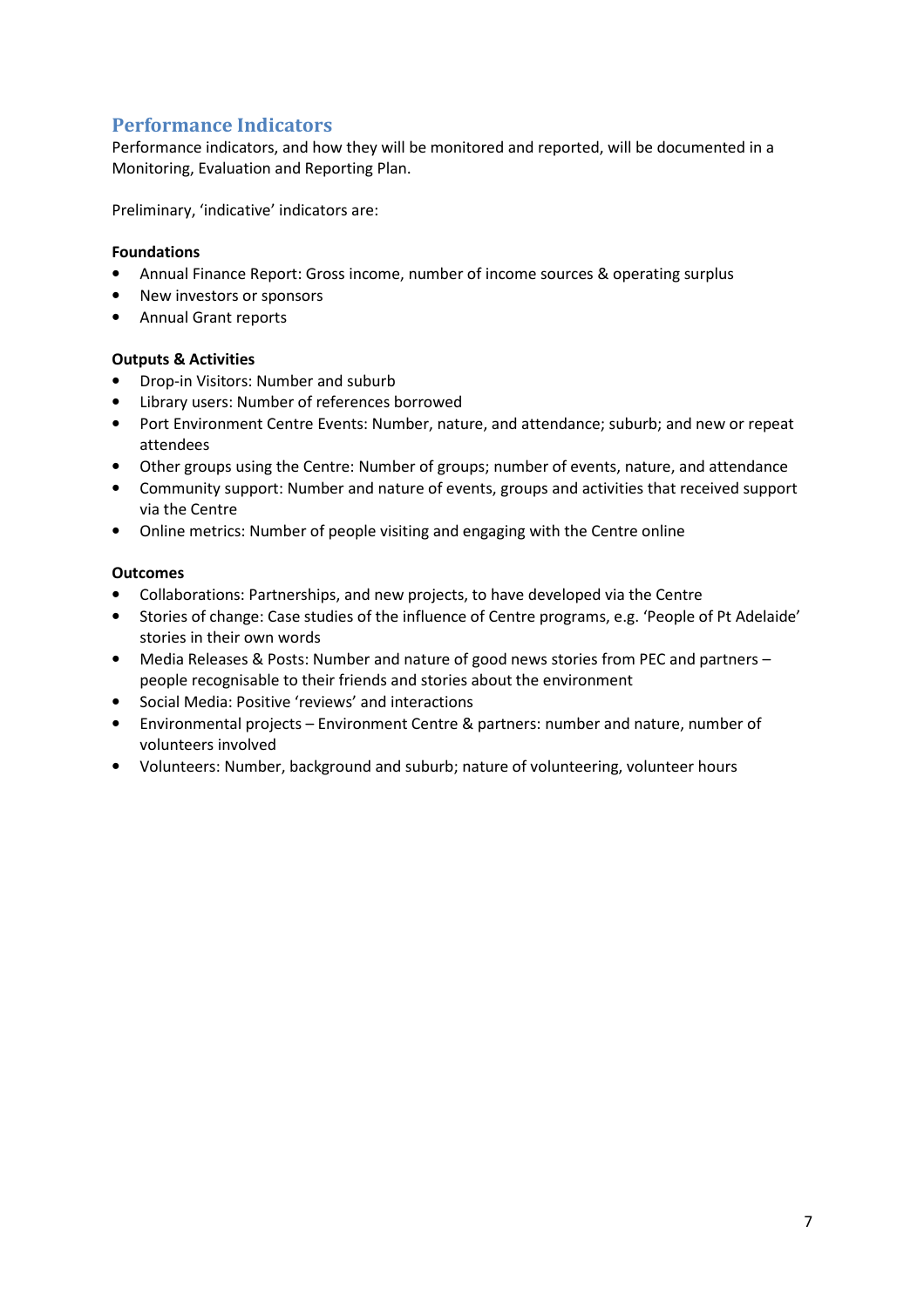## Performance Indicators

Performance indicators, and how they will be monitored and reported, will be documented in a Monitoring, Evaluation and Reporting Plan.

Preliminary, 'indicative' indicators are:

**Foundations**

- Annual Finance Report: Gross income, number of income sources & operating surplus
- New investors or sponsors
- Annual Grant reports

**Outputs & Activities**

- Drop-in Visitors: Number and suburb
- Library users: Number of references borrowed
- Port Environment Centre Events: Number, nature, and attendance; suburb; and new or repeat attendees
- Other groups using the Centre: Number of groups; number of events, nature, and attendance
- Community support: Number and nature of events, groups and activities that received support via the Centre
- Online metrics: Number of people visiting and engaging with the Centre online

**Outcomes**

- Collaborations: Partnerships, and new projects, to have developed via the Centre
- Stories of change: Case studies of the influence of Centre programs, e.g. 'People of Pt Adelaide' stories in their own words
- Media Releases & Posts: Number and nature of good news stories from PEC and partners – people recognisable to their friends and stories about the environment
- Social Media: Positive 'reviews' and interactions
- Environmental projects – Environment Centre & partners: number and nature, number of volunteers involved
- Volunteers: Number, background and suburb; nature of volunteering, volunteer hours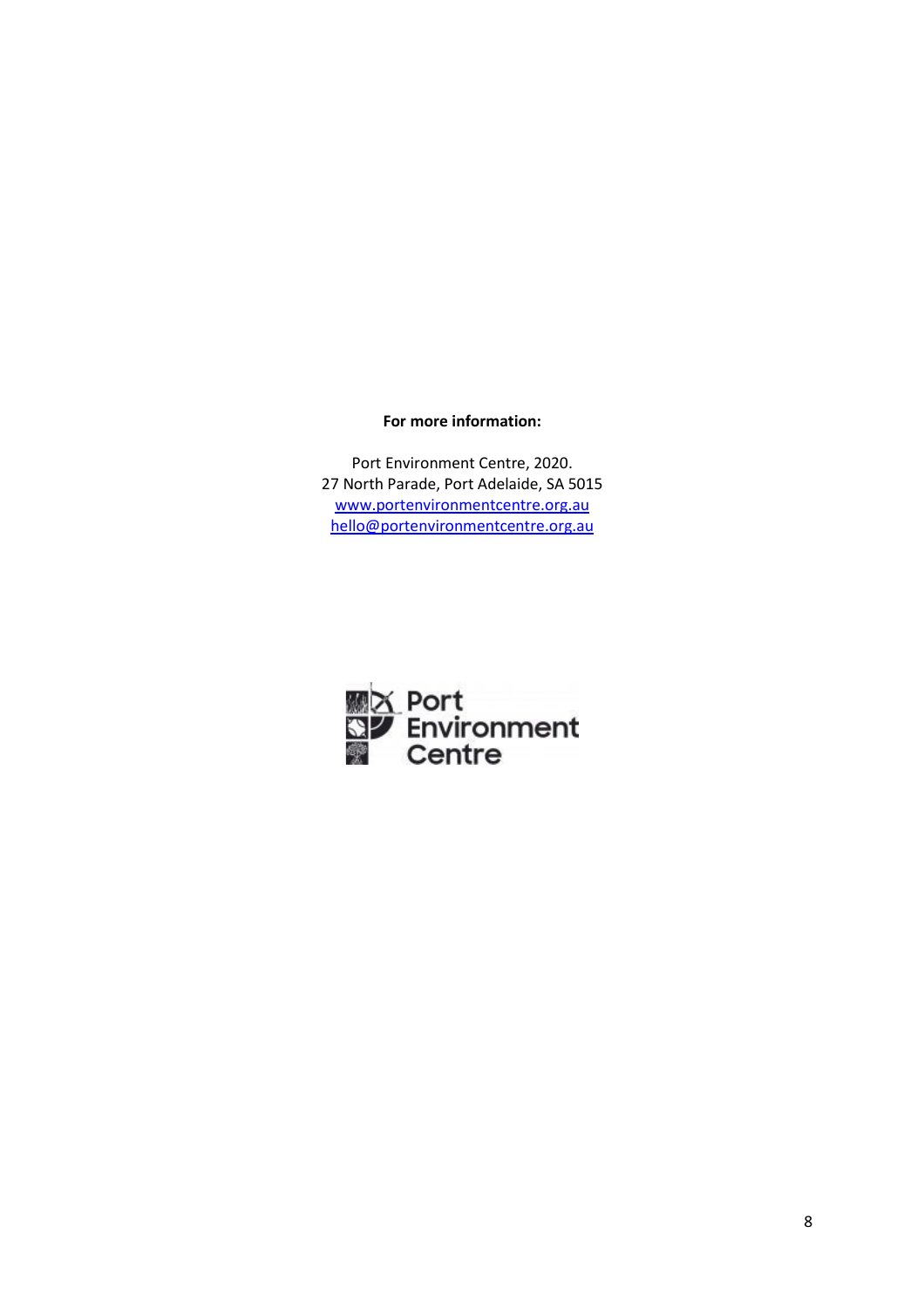**For more information:**

Port Environment Centre, 2020.
27 North Parade, Port Adelaide, SA 5015
[www.portenvironmentcentre.org.au](http://www.portenvironmentcentre.org.au)
[hello@portenvironmentcentre.org.au](mailto:hello@portenvironmentcentre.org.au)

Port Environment Centre